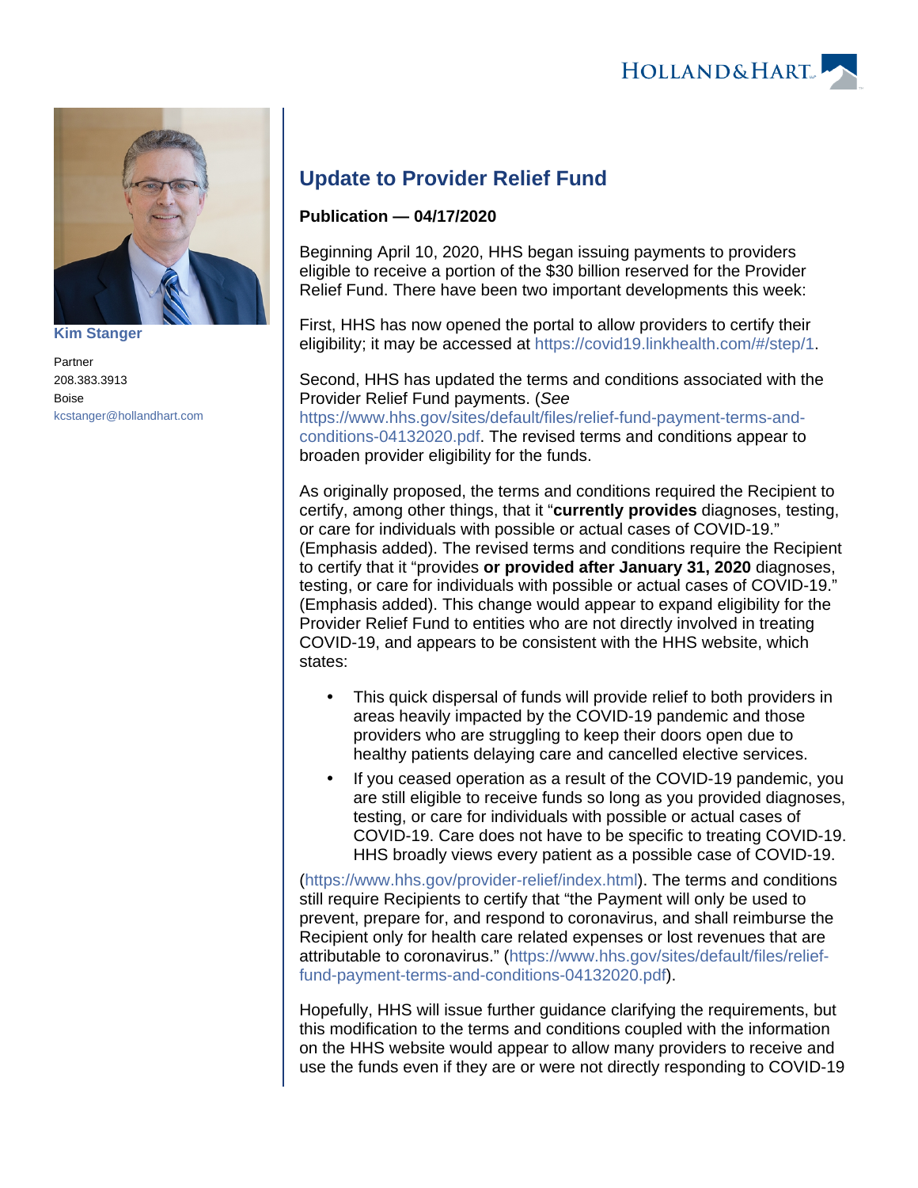Kim Stanger

Partner
208.383.3913
Boise
kcstanger@hollandhart.com

# Update to Provider Relief Fund

**Publication — 04/17/2020**

Beginning April 10, 2020, HHS began issuing payments to providers eligible to receive a portion of the $30 billion reserved for the Provider Relief Fund. There have been two important developments this week:

First, HHS has now opened the portal to allow providers to certify their eligibility; it may be accessed at https://covid19.linkhealth.com/#/step/1.

Second, HHS has updated the terms and conditions associated with the Provider Relief Fund payments. (*See* https://www.hhs.gov/sites/default/files/relief-fund-payment-terms-and-conditions-04132020.pdf. The revised terms and conditions appear to broaden provider eligibility for the funds.

As originally proposed, the terms and conditions required the Recipient to certify, among other things, that it "**currently provides** diagnoses, testing, or care for individuals with possible or actual cases of COVID-19." (Emphasis added). The revised terms and conditions require the Recipient to certify that it "provides **or provided after January 31, 2020** diagnoses, testing, or care for individuals with possible or actual cases of COVID-19." (Emphasis added). This change would appear to expand eligibility for the Provider Relief Fund to entities who are not directly involved in treating COVID-19, and appears to be consistent with the HHS website, which states:

- This quick dispersal of funds will provide relief to both providers in areas heavily impacted by the COVID-19 pandemic and those providers who are struggling to keep their doors open due to healthy patients delaying care and cancelled elective services.
- If you ceased operation as a result of the COVID-19 pandemic, you are still eligible to receive funds so long as you provided diagnoses, testing, or care for individuals with possible or actual cases of COVID-19. Care does not have to be specific to treating COVID-19. HHS broadly views every patient as a possible case of COVID-19.

(https://www.hhs.gov/provider-relief/index.html). The terms and conditions still require Recipients to certify that "the Payment will only be used to prevent, prepare for, and respond to coronavirus, and shall reimburse the Recipient only for health care related expenses or lost revenues that are attributable to coronavirus." (https://www.hhs.gov/sites/default/files/relief-fund-payment-terms-and-conditions-04132020.pdf).

Hopefully, HHS will issue further guidance clarifying the requirements, but this modification to the terms and conditions coupled with the information on the HHS website would appear to allow many providers to receive and use the funds even if they are or were not directly responding to COVID-19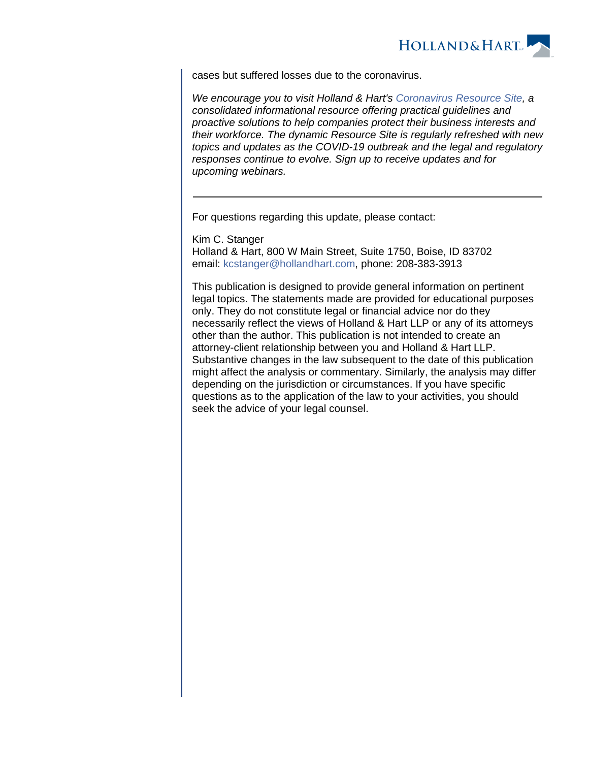cases but suffered losses due to the coronavirus.

*We encourage you to visit Holland & Hart's Coronavirus Resource Site, a consolidated informational resource offering practical guidelines and proactive solutions to help companies protect their business interests and their workforce. The dynamic Resource Site is regularly refreshed with new topics and updates as the COVID-19 outbreak and the legal and regulatory responses continue to evolve. Sign up to receive updates and for upcoming webinars.*

---

For questions regarding this update, please contact:

Kim C. Stanger
Holland & Hart, 800 W Main Street, Suite 1750, Boise, ID 83702
email: kcstanger@hollandhart.com, phone: 208-383-3913

This publication is designed to provide general information on pertinent legal topics. The statements made are provided for educational purposes only. They do not constitute legal or financial advice nor do they necessarily reflect the views of Holland & Hart LLP or any of its attorneys other than the author. This publication is not intended to create an attorney-client relationship between you and Holland & Hart LLP. Substantive changes in the law subsequent to the date of this publication might affect the analysis or commentary. Similarly, the analysis may differ depending on the jurisdiction or circumstances. If you have specific questions as to the application of the law to your activities, you should seek the advice of your legal counsel.